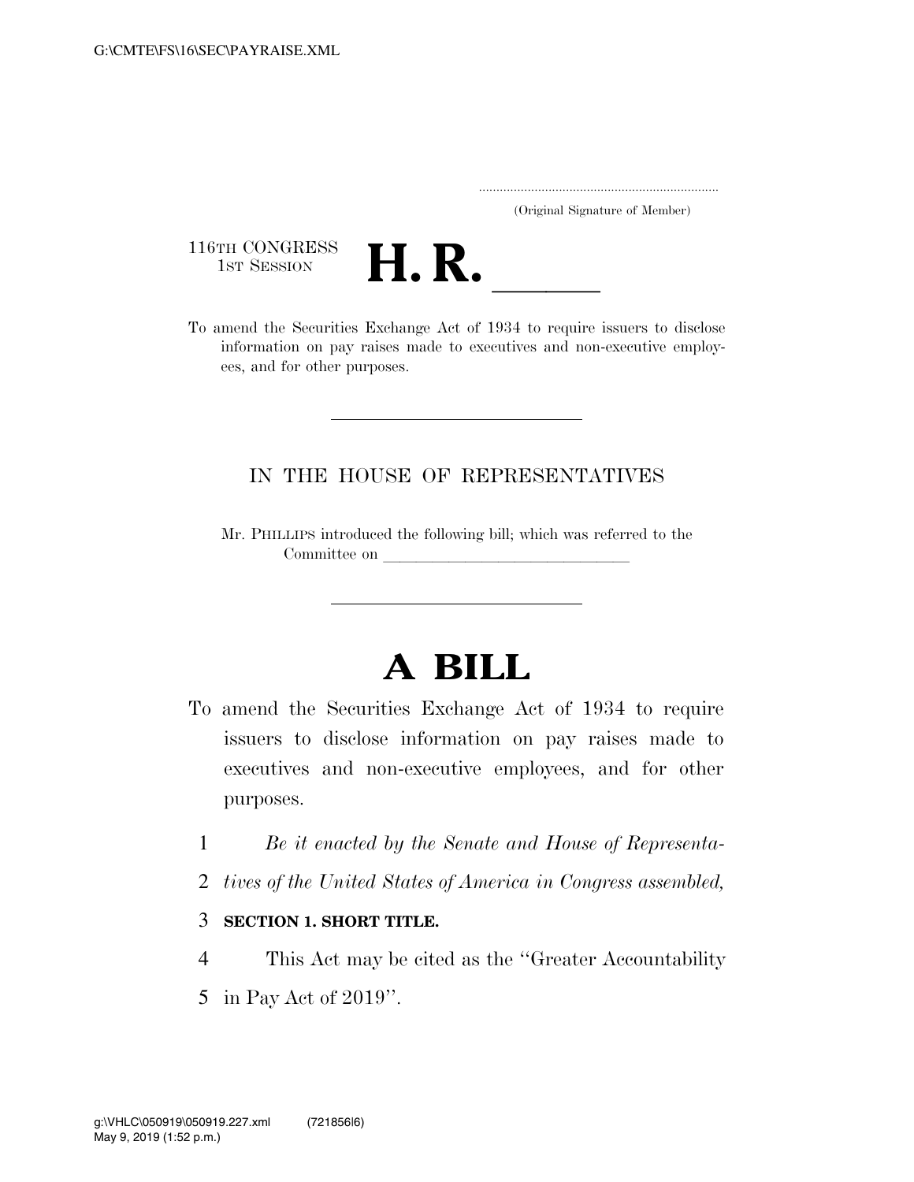(Original Signature of Member)

116TH CONGRESS
1ST SESSION

# H. R. \_\_\_\_\_\_

To amend the Securities Exchange Act of 1934 to require issuers to disclose information on pay raises made to executives and non-executive employees, and for other purposes.

---

IN THE HOUSE OF REPRESENTATIVES

Mr. PHILLIPS introduced the following bill; which was referred to the Committee on \_\_\_\_\_\_\_\_\_\_\_\_\_\_\_\_\_\_\_\_\_\_\_\_\_\_\_\_\_\_

---

# A BILL

To amend the Securities Exchange Act of 1934 to require issuers to disclose information on pay raises made to executives and non-executive employees, and for other purposes.

1 *Be it enacted by the Senate and House of Representa-*
2 *tives of the United States of America in Congress assembled,*

3 **SECTION 1. SHORT TITLE.**

4 This Act may be cited as the "Greater Accountability
5 in Pay Act of 2019".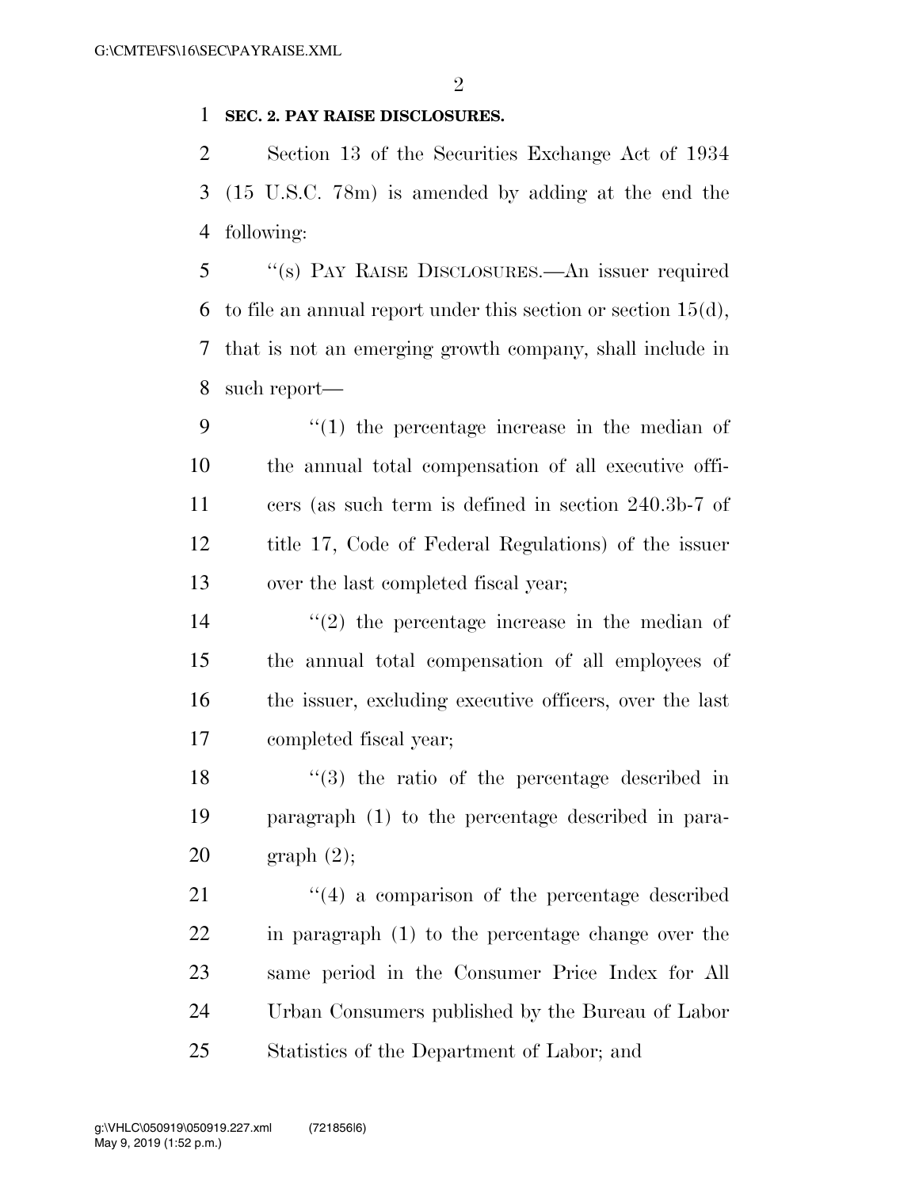**SEC. 2. PAY RAISE DISCLOSURES.**

Section 13 of the Securities Exchange Act of 1934 (15 U.S.C. 78m) is amended by adding at the end the following:

"(s) PAY RAISE DISCLOSURES.—An issuer required to file an annual report under this section or section 15(d), that is not an emerging growth company, shall include in such report—

"(1) the percentage increase in the median of the annual total compensation of all executive officers (as such term is defined in section 240.3b-7 of title 17, Code of Federal Regulations) of the issuer over the last completed fiscal year;

"(2) the percentage increase in the median of the annual total compensation of all employees of the issuer, excluding executive officers, over the last completed fiscal year;

"(3) the ratio of the percentage described in paragraph (1) to the percentage described in paragraph (2);

"(4) a comparison of the percentage described in paragraph (1) to the percentage change over the same period in the Consumer Price Index for All Urban Consumers published by the Bureau of Labor Statistics of the Department of Labor; and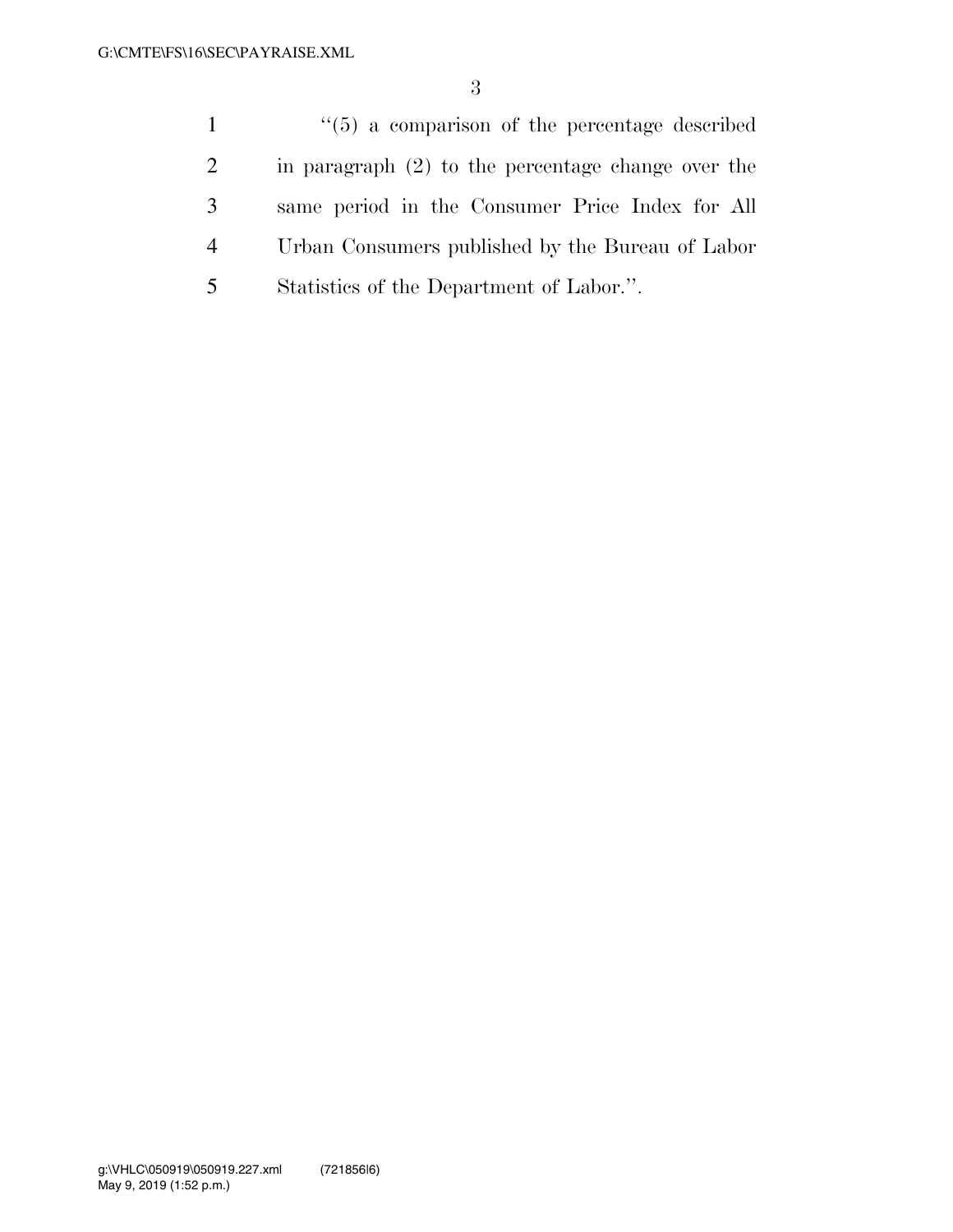''(5) a comparison of the percentage described in paragraph (2) to the percentage change over the same period in the Consumer Price Index for All Urban Consumers published by the Bureau of Labor Statistics of the Department of Labor.''.